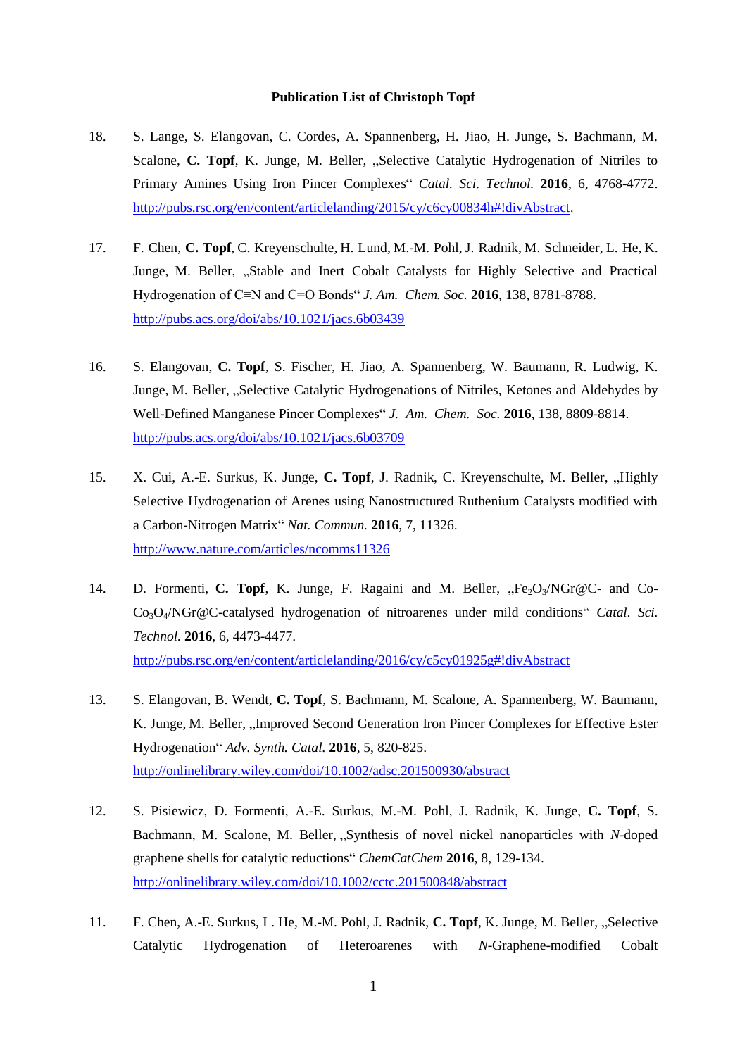**Publication List of Christoph Topf**

18. S. Lange, S. Elangovan, C. Cordes, A. Spannenberg, H. Jiao, H. Junge, S. Bachmann, M. Scalone, **C. Topf**, K. Junge, M. Beller, „Selective Catalytic Hydrogenation of Nitriles to Primary Amines Using Iron Pincer Complexes“ *Catal. Sci. Technol.* **2016**, 6, 4768-4772. [http://pubs.rsc.org/en/content/articlelanding/2015/cy/c6cy00834h#!divAbstract](http://pubs.rsc.org/en/content/articlelanding/2015/cy/c6cy00834h#!divAbstract).

17. F. Chen, **C. Topf**, C. Kreyenschulte, H. Lund, M.-M. Pohl, J. Radnik, M. Schneider, L. He, K. Junge, M. Beller, „Stable and Inert Cobalt Catalysts for Highly Selective and Practical Hydrogenation of C≡N and C=O Bonds“ *J. Am. Chem. Soc.* **2016**, 138, 8781-8788. [http://pubs.acs.org/doi/abs/10.1021/jacs.6b03439](http://pubs.acs.org/doi/abs/10.1021/jacs.6b03439)

16. S. Elangovan, **C. Topf**, S. Fischer, H. Jiao, A. Spannenberg, W. Baumann, R. Ludwig, K. Junge, M. Beller, „Selective Catalytic Hydrogenations of Nitriles, Ketones and Aldehydes by Well-Defined Manganese Pincer Complexes“ *J. Am. Chem. Soc.* **2016**, 138, 8809-8814. [http://pubs.acs.org/doi/abs/10.1021/jacs.6b03709](http://pubs.acs.org/doi/abs/10.1021/jacs.6b03709)

15. X. Cui, A.-E. Surkus, K. Junge, **C. Topf**, J. Radnik, C. Kreyenschulte, M. Beller, „Highly Selective Hydrogenation of Arenes using Nanostructured Ruthenium Catalysts modified with a Carbon-Nitrogen Matrix“ *Nat. Commun.* **2016**, 7, 11326. [http://www.nature.com/articles/ncomms11326](http://www.nature.com/articles/ncomms11326)

14. D. Formenti, **C. Topf**, K. Junge, F. Ragaini and M. Beller, „$Fe_2O_3$/NGr@C- and Co-$Co_3O_4$/NGr@C-catalysed hydrogenation of nitroarenes under mild conditions“ *Catal. Sci. Technol.* **2016**, 6, 4473-4477. [http://pubs.rsc.org/en/content/articlelanding/2016/cy/c5cy01925g#!divAbstract](http://pubs.rsc.org/en/content/articlelanding/2016/cy/c5cy01925g#!divAbstract)

13. S. Elangovan, B. Wendt, **C. Topf**, S. Bachmann, M. Scalone, A. Spannenberg, W. Baumann, K. Junge, M. Beller, „Improved Second Generation Iron Pincer Complexes for Effective Ester Hydrogenation“ *Adv. Synth. Catal.* **2016**, 5, 820-825. [http://onlinelibrary.wiley.com/doi/10.1002/adsc.201500930/abstract](http://onlinelibrary.wiley.com/doi/10.1002/adsc.201500930/abstract)

12. S. Pisiewicz, D. Formenti, A.-E. Surkus, M.-M. Pohl, J. Radnik, K. Junge, **C. Topf**, S. Bachmann, M. Scalone, M. Beller, „Synthesis of novel nickel nanoparticles with *N*-doped graphene shells for catalytic reductions“ *ChemCatChem* **2016**, 8, 129-134. [http://onlinelibrary.wiley.com/doi/10.1002/cctc.201500848/abstract](http://onlinelibrary.wiley.com/doi/10.1002/cctc.201500848/abstract)

11. F. Chen, A.-E. Surkus, L. He, M.-M. Pohl, J. Radnik, **C. Topf**, K. Junge, M. Beller, „Selective Catalytic Hydrogenation of Heteroarenes with *N*-Graphene-modified Cobalt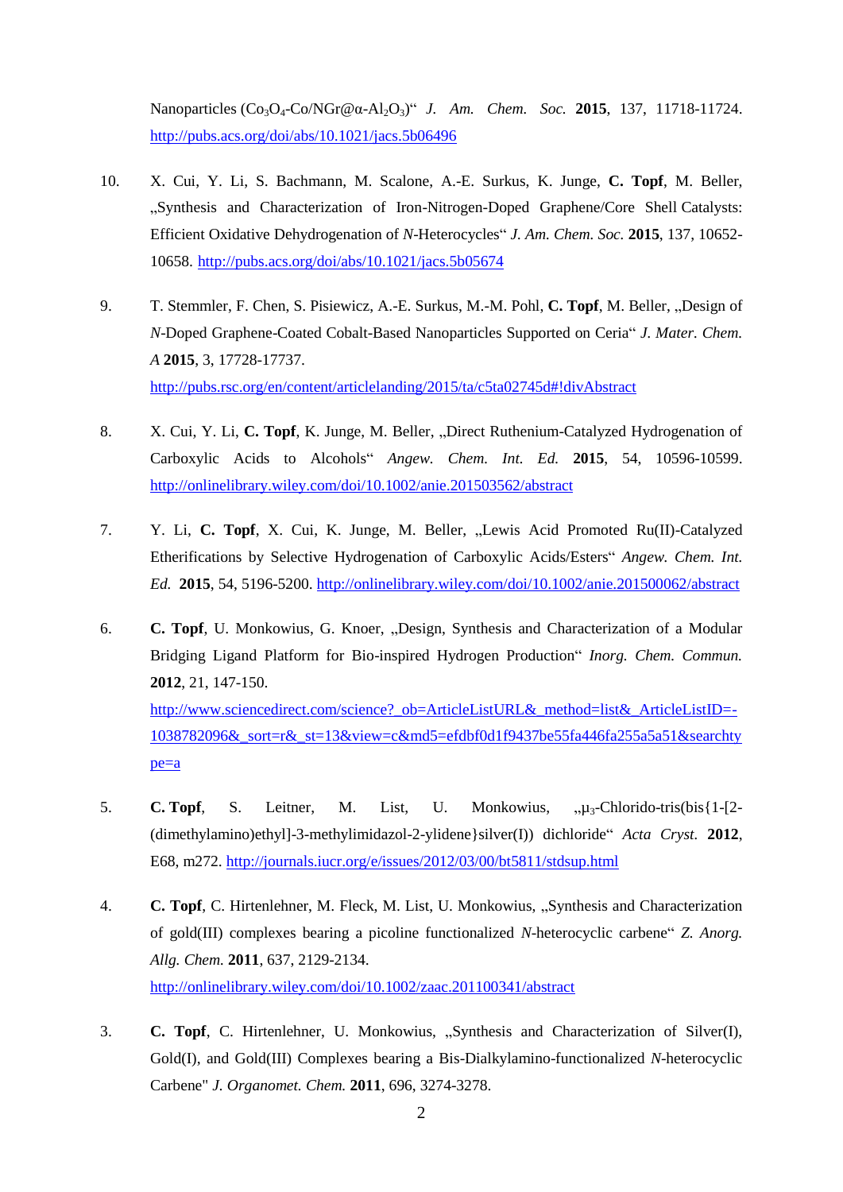Nanoparticles ($Co_3O_4$-Co/NGr@α-$Al_2O_3$)“ *J. Am. Chem. Soc.* **2015**, 137, 11718-11724. http://pubs.acs.org/doi/abs/10.1021/jacs.5b06496

10. X. Cui, Y. Li, S. Bachmann, M. Scalone, A.-E. Surkus, K. Junge, **C. Topf**, M. Beller, „Synthesis and Characterization of Iron-Nitrogen-Doped Graphene/Core Shell Catalysts: Efficient Oxidative Dehydrogenation of *N*-Heterocycles“ *J. Am. Chem. Soc.* **2015**, 137, 10652-10658. http://pubs.acs.org/doi/abs/10.1021/jacs.5b05674

9. T. Stemmler, F. Chen, S. Pisiewicz, A.-E. Surkus, M.-M. Pohl, **C. Topf**, M. Beller, „Design of *N*-Doped Graphene-Coated Cobalt-Based Nanoparticles Supported on Ceria“ *J. Mater. Chem. A* **2015**, 3, 17728-17737. http://pubs.rsc.org/en/content/articlelanding/2015/ta/c5ta02745d#!divAbstract

8. X. Cui, Y. Li, **C. Topf**, K. Junge, M. Beller, „Direct Ruthenium-Catalyzed Hydrogenation of Carboxylic Acids to Alcohols“ *Angew. Chem. Int. Ed.* **2015**, 54, 10596-10599. http://onlinelibrary.wiley.com/doi/10.1002/anie.201503562/abstract

7. Y. Li, **C. Topf**, X. Cui, K. Junge, M. Beller, „Lewis Acid Promoted Ru(II)-Catalyzed Etherifications by Selective Hydrogenation of Carboxylic Acids/Esters“ *Angew. Chem. Int. Ed.* **2015**, 54, 5196-5200. http://onlinelibrary.wiley.com/doi/10.1002/anie.201500062/abstract

6. **C. Topf**, U. Monkowius, G. Knoer, „Design, Synthesis and Characterization of a Modular Bridging Ligand Platform for Bio-inspired Hydrogen Production“ *Inorg. Chem. Commun.* **2012**, 21, 147-150. http://www.sciencedirect.com/science?_ob=ArticleListURL&_method=list&_ArticleListID=-1038782096&_sort=r&_st=13&view=c&md5=efdbf0d1f9437be55fa446fa255a5a51&searchtype=a

5. **C. Topf**, S. Leitner, M. List, U. Monkowius, „$\mu_3$-Chlorido-tris(bis{1-[2-(dimethylamino)ethyl]-3-methylimidazol-2-ylidene}silver(I)) dichloride“ *Acta Cryst.* **2012**, E68, m272. http://journals.iucr.org/e/issues/2012/03/00/bt5811/stdsup.html

4. **C. Topf**, C. Hirtenlehner, M. Fleck, M. List, U. Monkowius, „Synthesis and Characterization of gold(III) complexes bearing a picoline functionalized *N*-heterocyclic carbene“ *Z. Anorg. Allg. Chem.* **2011**, 637, 2129-2134. http://onlinelibrary.wiley.com/doi/10.1002/zaac.201100341/abstract

3. **C. Topf**, C. Hirtenlehner, U. Monkowius, „Synthesis and Characterization of Silver(I), Gold(I), and Gold(III) Complexes bearing a Bis-Dialkylamino-functionalized *N*-heterocyclic Carbene" *J. Organomet. Chem.* **2011**, 696, 3274-3278.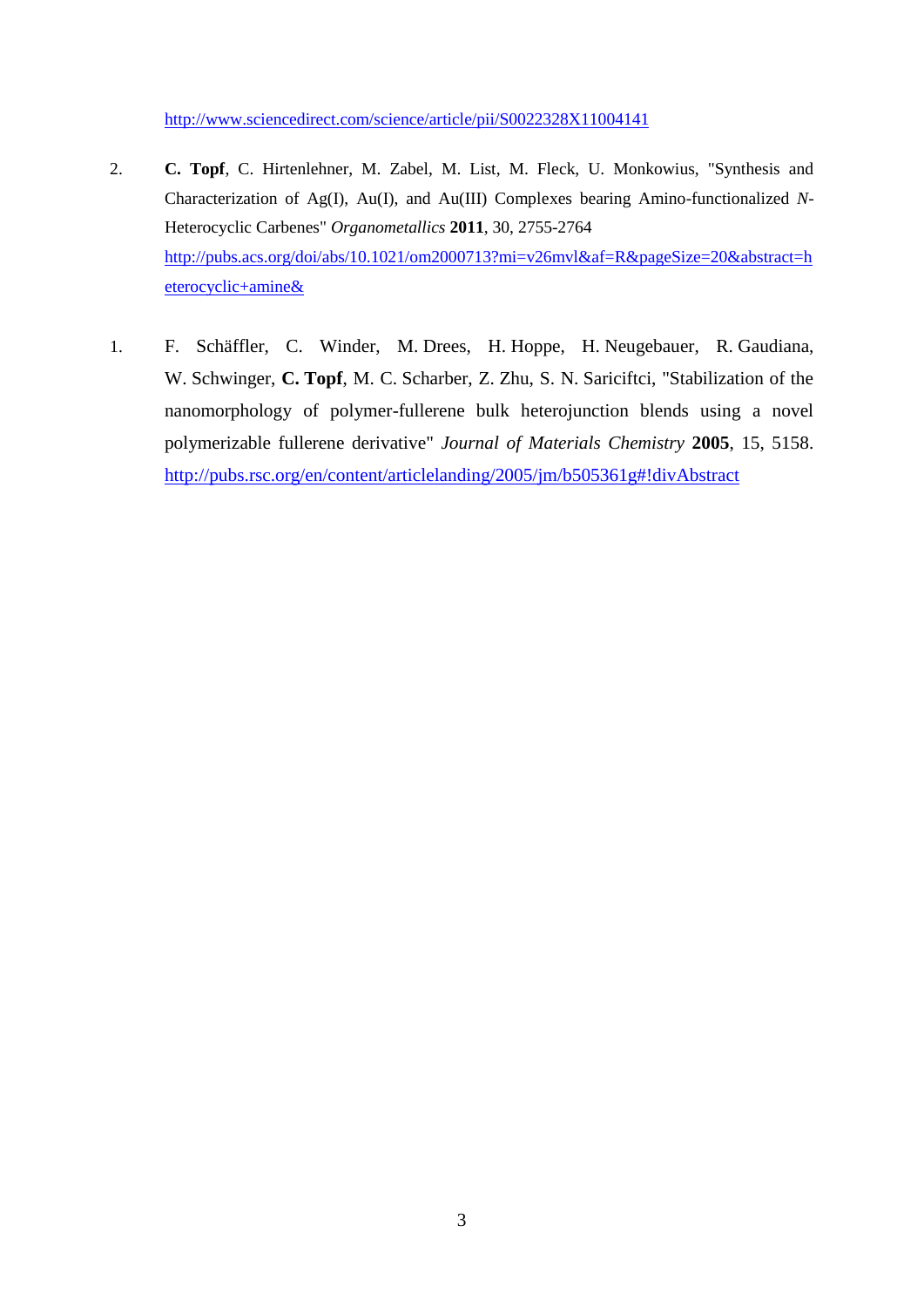http://www.sciencedirect.com/science/article/pii/S0022328X11004141

2. **C. Topf**, C. Hirtenlehner, M. Zabel, M. List, M. Fleck, U. Monkowius, "Synthesis and Characterization of Ag(I), Au(I), and Au(III) Complexes bearing Amino-functionalized *N*-Heterocyclic Carbenes" *Organometallics* **2011**, 30, 2755-2764
http://pubs.acs.org/doi/abs/10.1021/om2000713?mi=v26mvl&af=R&pageSize=20&abstract=heterocyclic+amine&

1. F. Schäffler, C. Winder, M. Drees, H. Hoppe, H. Neugebauer, R. Gaudiana, W. Schwinger, **C. Topf**, M. C. Scharber, Z. Zhu, S. N. Sariciftci, "Stabilization of the nanomorphology of polymer-fullerene bulk heterojunction blends using a novel polymerizable fullerene derivative" *Journal of Materials Chemistry* **2005**, 15, 5158.
http://pubs.rsc.org/en/content/articlelanding/2005/jm/b505361g#!divAbstract